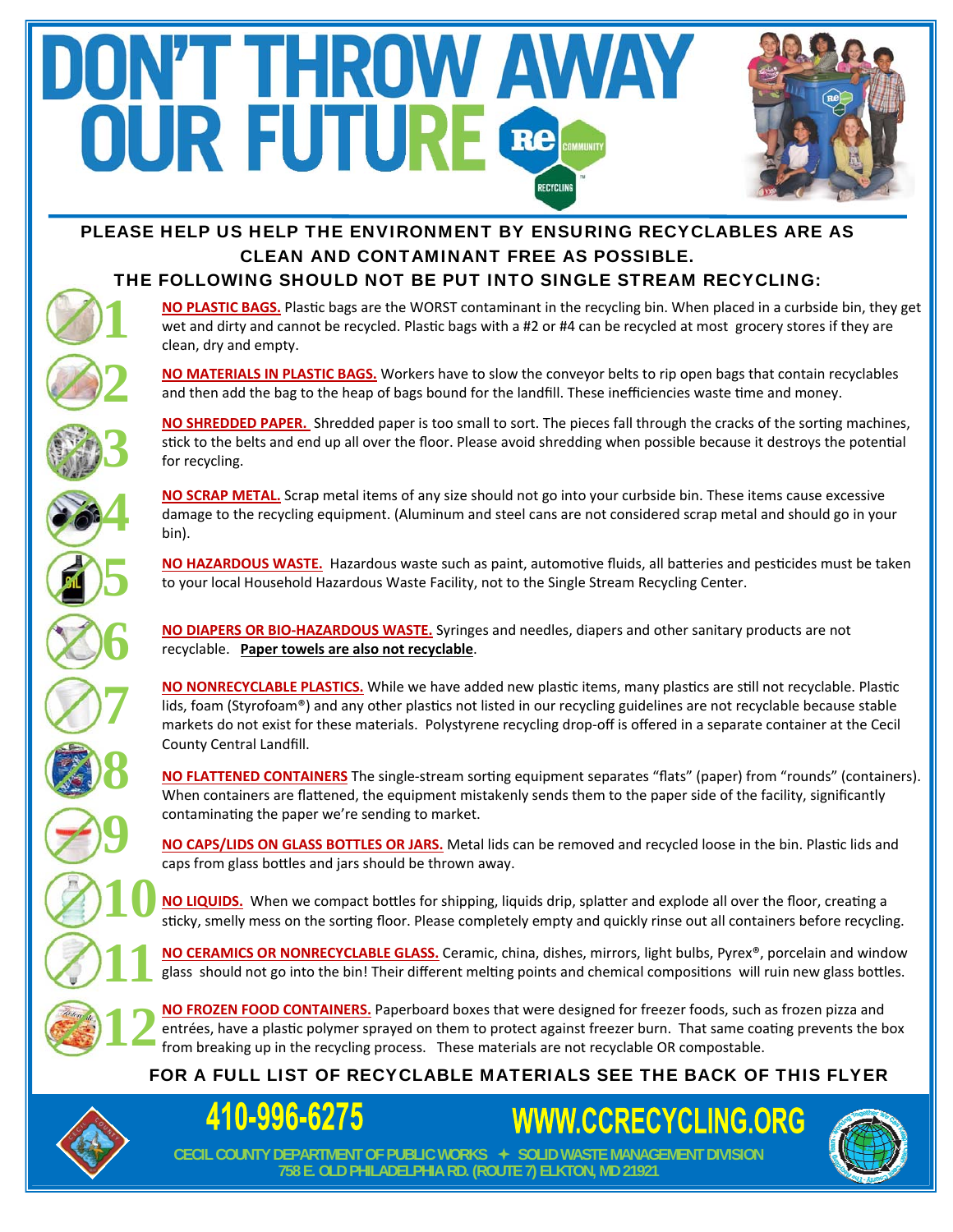# DON'T THROW AWAY OUR FUTURE

Re COMMUNITY RECYCLING™

**PLEASE HELP US HELP THE ENVIRONMENT BY ENSURING RECYCLABLES ARE AS CLEAN AND CONTAMINANT FREE AS POSSIBLE.**

**THE FOLLOWING SHOULD NOT BE PUT INTO SINGLE STREAM RECYCLING:**

1. **NO PLASTIC BAGS.** Plastic bags are the WORST contaminant in the recycling bin. When placed in a curbside bin, they get wet and dirty and cannot be recycled. Plastic bags with a #2 or #4 can be recycled at most grocery stores if they are clean, dry and empty.

2. **NO MATERIALS IN PLASTIC BAGS.** Workers have to slow the conveyor belts to rip open bags that contain recyclables and then add the bag to the heap of bags bound for the landfill. These inefficiencies waste time and money.

3. **NO SHREDDED PAPER.** Shredded paper is too small to sort. The pieces fall through the cracks of the sorting machines, stick to the belts and end up all over the floor. Please avoid shredding when possible because it destroys the potential for recycling.

4. **NO SCRAP METAL.** Scrap metal items of any size should not go into your curbside bin. These items cause excessive damage to the recycling equipment. (Aluminum and steel cans are not considered scrap metal and should go in your bin).

5. **NO HAZARDOUS WASTE.** Hazardous waste such as paint, automotive fluids, all batteries and pesticides must be taken to your local Household Hazardous Waste Facility, not to the Single Stream Recycling Center.

6. **NO DIAPERS OR BIO-HAZARDOUS WASTE.** Syringes and needles, diapers and other sanitary products are not recyclable. **Paper towels are also not recyclable**.

7. **NO NONRECYCLABLE PLASTICS.** While we have added new plastic items, many plastics are still not recyclable. Plastic lids, foam (Styrofoam®) and any other plastics not listed in our recycling guidelines are not recyclable because stable markets do not exist for these materials. Polystyrene recycling drop-off is offered in a separate container at the Cecil County Central Landfill.

8. **NO FLATTENED CONTAINERS** The single-stream sorting equipment separates "flats" (paper) from "rounds" (containers). When containers are flattened, the equipment mistakenly sends them to the paper side of the facility, significantly contaminating the paper we're sending to market.

9. **NO CAPS/LIDS ON GLASS BOTTLES OR JARS.** Metal lids can be removed and recycled loose in the bin. Plastic lids and caps from glass bottles and jars should be thrown away.

10. **NO LIQUIDS.** When we compact bottles for shipping, liquids drip, splatter and explode all over the floor, creating a sticky, smelly mess on the sorting floor. Please completely empty and quickly rinse out all containers before recycling.

11. **NO CERAMICS OR NONRECYCLABLE GLASS.** Ceramic, china, dishes, mirrors, light bulbs, Pyrex®, porcelain and window glass should not go into the bin! Their different melting points and chemical compositions will ruin new glass bottles.

12. **NO FROZEN FOOD CONTAINERS.** Paperboard boxes that were designed for freezer foods, such as frozen pizza and entrées, have a plastic polymer sprayed on them to protect against freezer burn. That same coating prevents the box from breaking up in the recycling process. These materials are not recyclable OR compostable.

**FOR A FULL LIST OF RECYCLABLE MATERIALS SEE THE BACK OF THIS FLYER**

**410-996-6275** **WWW.CCRECYCLING.ORG**

CECIL COUNTY DEPARTMENT OF PUBLIC WORKS ✦ SOLID WASTE MANAGEMENT DIVISION
758 E. OLD PHILADELPHIA RD. (ROUTE 7) ELKTON, MD 21921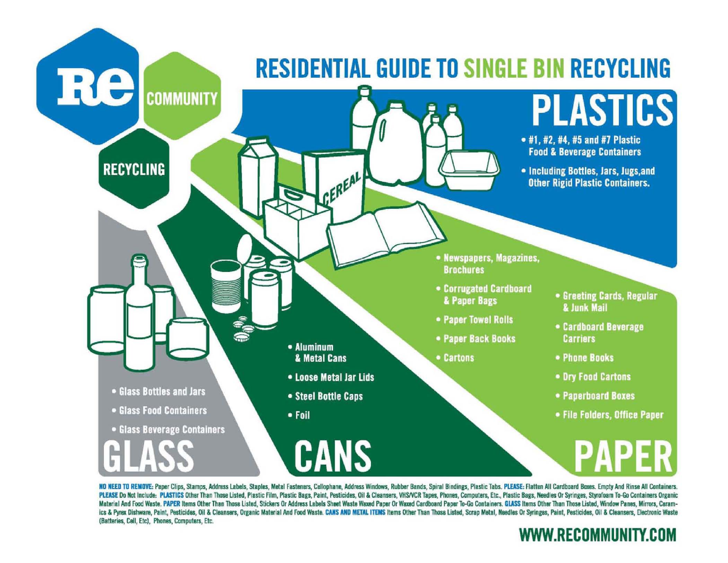# RESIDENTIAL GUIDE TO SINGLE BIN RECYCLING

Re COMMUNITY RECYCLING

## PLASTICS

- #1, #2, #4, #5 and #7 Plastic Food & Beverage Containers
- Including Bottles, Jars, Jugs, and Other Rigid Plastic Containers.

## PAPER

- Newspapers, Magazines, Brochures
- Corrugated Cardboard & Paper Bags
- Paper Towel Rolls
- Paper Back Books
- Cartons
- Greeting Cards, Regular & Junk Mail
- Cardboard Beverage Carriers
- Phone Books
- Dry Food Cartons
- Paperboard Boxes
- File Folders, Office Paper

## CANS

- Aluminum & Metal Cans
- Loose Metal Jar Lids
- Steel Bottle Caps
- Foil

## GLASS

- Glass Bottles and Jars
- Glass Food Containers
- Glass Beverage Containers

**NO NEED TO REMOVE:** Paper Clips, Stamps, Address Labels, Staples, Metal Fasteners, Cellophane, Address Windows, Rubber Bands, Spiral Bindings, Plastic Tabs. **PLEASE:** Flatten All Cardboard Boxes. Empty And Rinse All Containers. **PLEASE** Do Not Include: **PLASTICS** Other Than Those Listed, Plastic Film, Plastic Bags, Paint, Pesticides, Oil & Cleansers, VHS/VCR Tapes, Phones, Computers, Etc., Plastic Bags, Needles Or Syringes, Styrofoam To-Go Containers Organic Material And Food Waste. **PAPER** Items Other Than Those Listed, Stickers Or Address Labels Sheet Waste Waxed Paper Or Waxed Cardboard Paper To-Go Containers. **GLASS** Items Other Than Those Listed, Window Panes, Mirrors, Ceramics & Pyrex Dishware, Paint, Pesticides, Oil & Cleansers, Organic Material And Food Waste. **CANS AND METAL ITEMS** Items Other Than Those Listed, Scrap Metal, Needles Or Syringes, Paint, Pesticides, Oil & Cleansers, Electronic Waste (Batteries, Cell, Etc), Phones, Computers, Etc.

WWW.RECOMMUNITY.COM